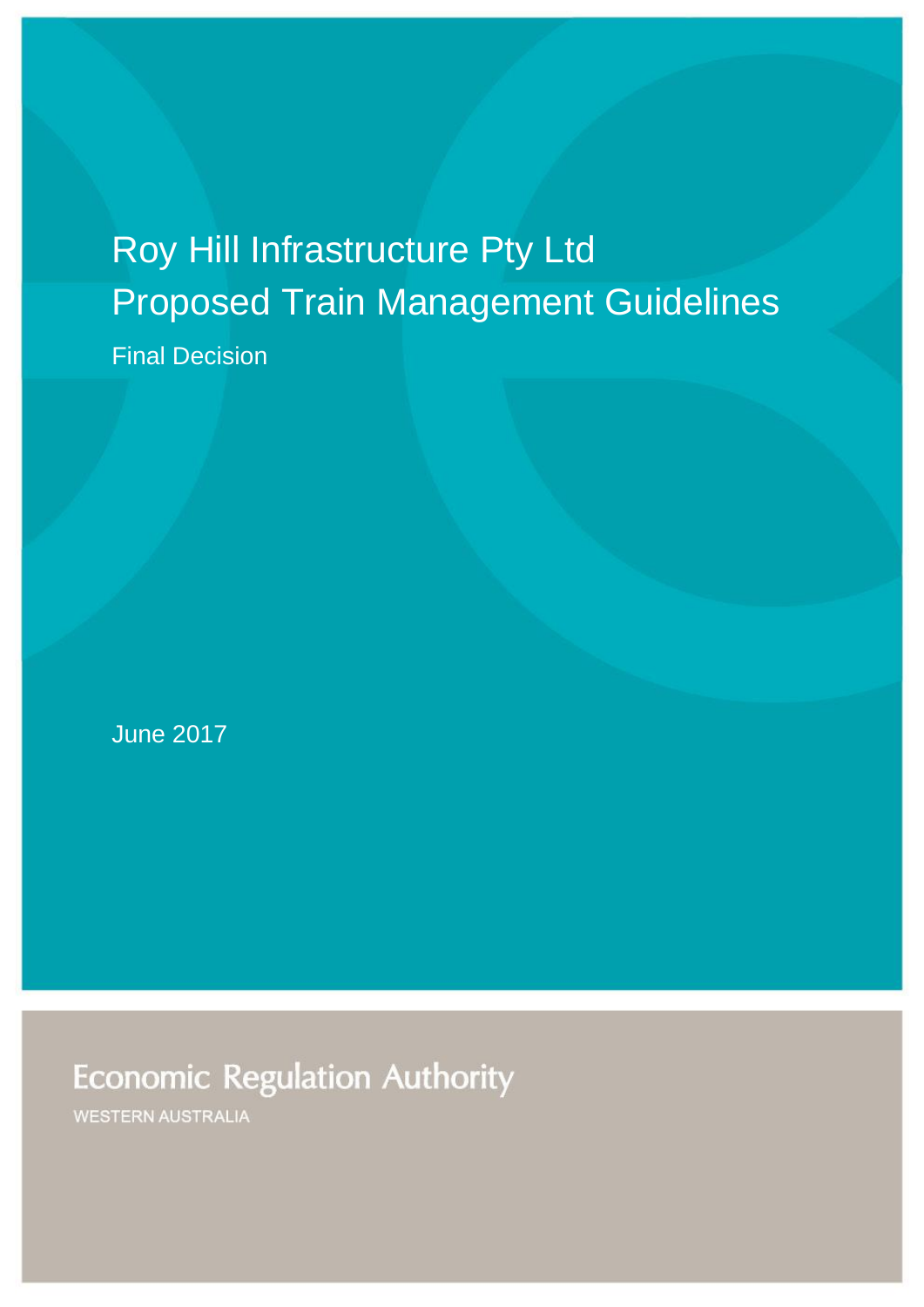# Roy Hill Infrastructure Pty Ltd
# Proposed Train Management Guidelines

Final Decision

June 2017

Economic Regulation Authority

WESTERN AUSTRALIA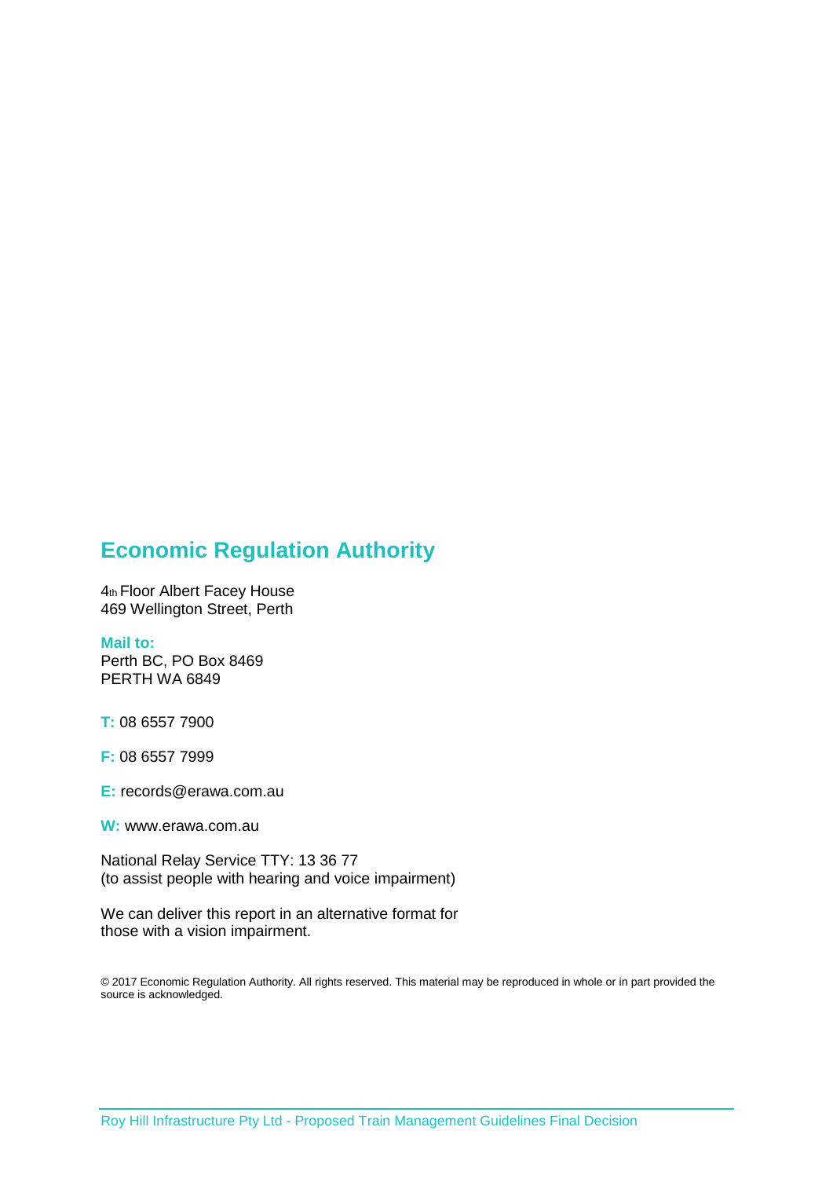## Economic Regulation Authority

4th Floor Albert Facey House
469 Wellington Street, Perth

**Mail to:**
Perth BC, PO Box 8469
PERTH WA 6849

**T:** 08 6557 7900

**F:** 08 6557 7999

**E:** records@erawa.com.au

**W:** www.erawa.com.au

National Relay Service TTY: 13 36 77
(to assist people with hearing and voice impairment)

We can deliver this report in an alternative format for those with a vision impairment.

© 2017 Economic Regulation Authority. All rights reserved. This material may be reproduced in whole or in part provided the source is acknowledged.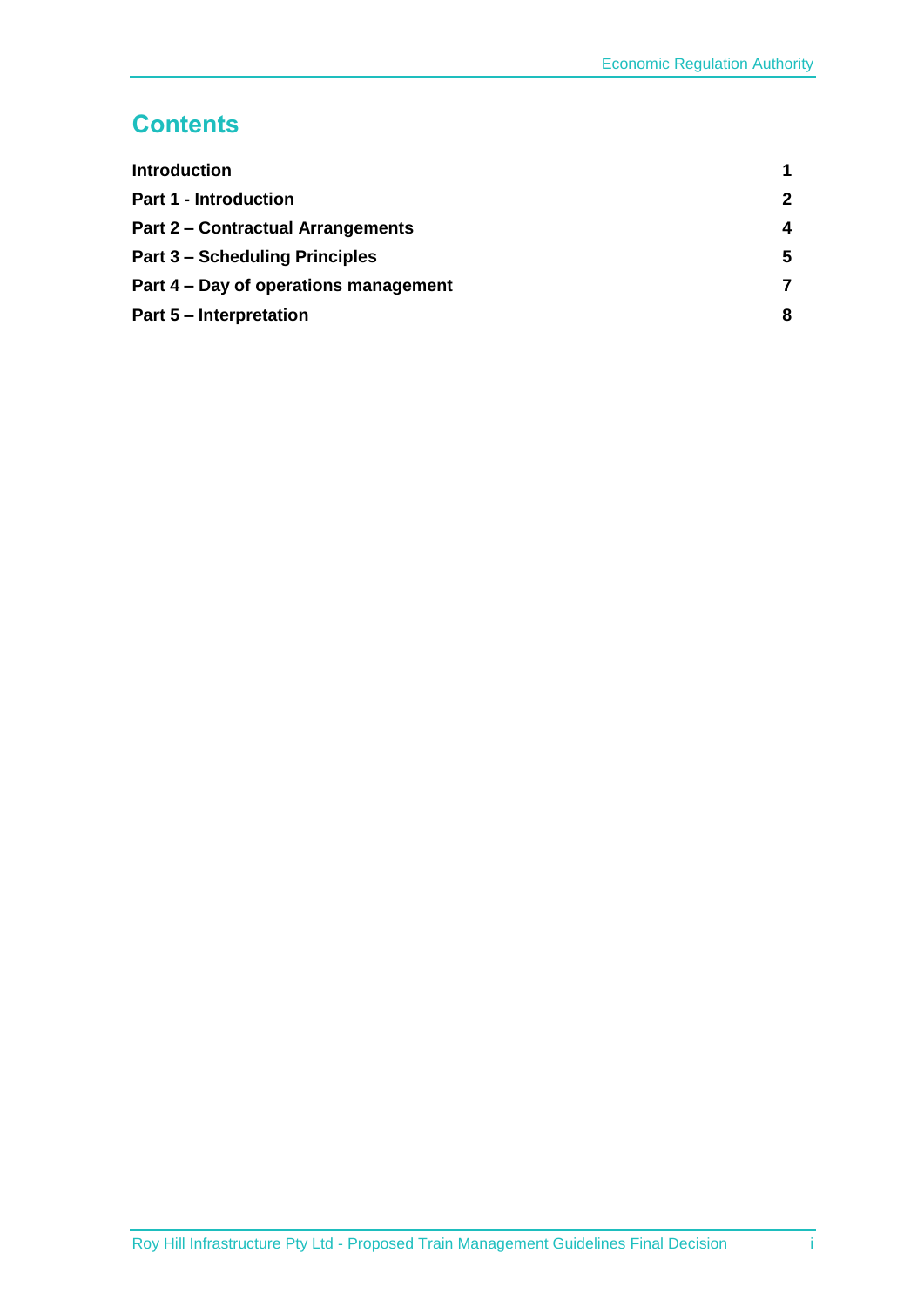# Contents

| | |
|---|---|
| **Introduction** | **1** |
| **Part 1 - Introduction** | **2** |
| **Part 2 – Contractual Arrangements** | **4** |
| **Part 3 – Scheduling Principles** | **5** |
| **Part 4 – Day of operations management** | **7** |
| **Part 5 – Interpretation** | **8** |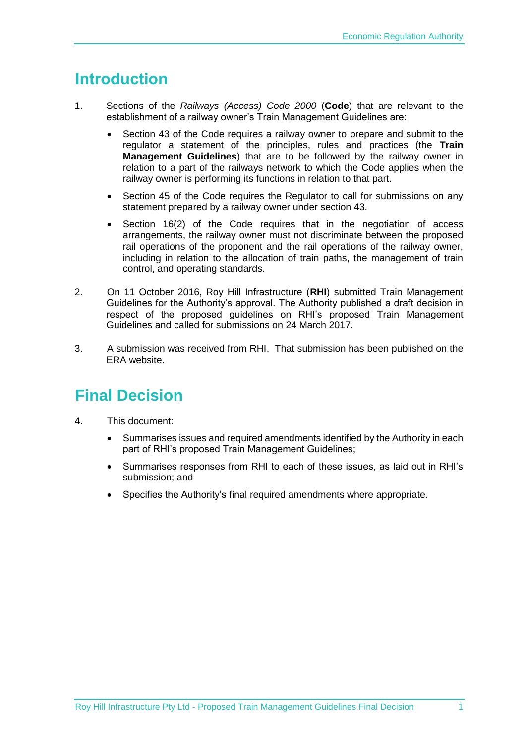# Introduction

1. Sections of the *Railways (Access) Code 2000* (**Code**) that are relevant to the establishment of a railway owner's Train Management Guidelines are:

   - Section 43 of the Code requires a railway owner to prepare and submit to the regulator a statement of the principles, rules and practices (the **Train Management Guidelines**) that are to be followed by the railway owner in relation to a part of the railways network to which the Code applies when the railway owner is performing its functions in relation to that part.

   - Section 45 of the Code requires the Regulator to call for submissions on any statement prepared by a railway owner under section 43.

   - Section 16(2) of the Code requires that in the negotiation of access arrangements, the railway owner must not discriminate between the proposed rail operations of the proponent and the rail operations of the railway owner, including in relation to the allocation of train paths, the management of train control, and operating standards.

2. On 11 October 2016, Roy Hill Infrastructure (**RHI**) submitted Train Management Guidelines for the Authority's approval. The Authority published a draft decision in respect of the proposed guidelines on RHI's proposed Train Management Guidelines and called for submissions on 24 March 2017.

3. A submission was received from RHI. That submission has been published on the ERA website.

# Final Decision

4. This document:

   - Summarises issues and required amendments identified by the Authority in each part of RHI's proposed Train Management Guidelines;

   - Summarises responses from RHI to each of these issues, as laid out in RHI's submission; and

   - Specifies the Authority's final required amendments where appropriate.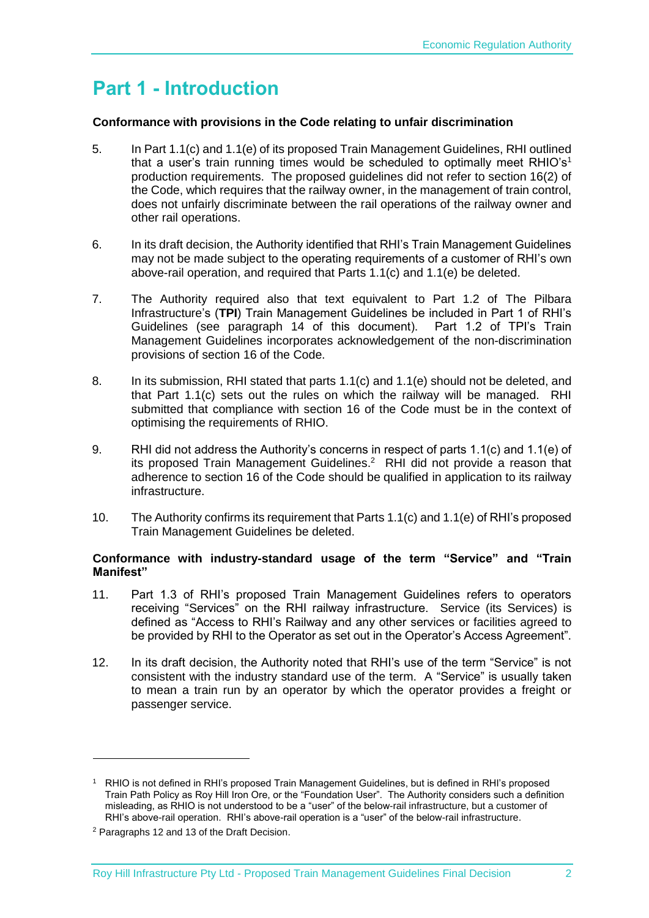# Part 1 - Introduction

**Conformance with provisions in the Code relating to unfair discrimination**

5. In Part 1.1(c) and 1.1(e) of its proposed Train Management Guidelines, RHI outlined that a user's train running times would be scheduled to optimally meet RHIO's[1] production requirements. The proposed guidelines did not refer to section 16(2) of the Code, which requires that the railway owner, in the management of train control, does not unfairly discriminate between the rail operations of the railway owner and other rail operations.

6. In its draft decision, the Authority identified that RHI's Train Management Guidelines may not be made subject to the operating requirements of a customer of RHI's own above-rail operation, and required that Parts 1.1(c) and 1.1(e) be deleted.

7. The Authority required also that text equivalent to Part 1.2 of The Pilbara Infrastructure's (**TPI**) Train Management Guidelines be included in Part 1 of RHI's Guidelines (see paragraph 14 of this document). Part 1.2 of TPI's Train Management Guidelines incorporates acknowledgement of the non-discrimination provisions of section 16 of the Code.

8. In its submission, RHI stated that parts 1.1(c) and 1.1(e) should not be deleted, and that Part 1.1(c) sets out the rules on which the railway will be managed. RHI submitted that compliance with section 16 of the Code must be in the context of optimising the requirements of RHIO.

9. RHI did not address the Authority's concerns in respect of parts 1.1(c) and 1.1(e) of its proposed Train Management Guidelines.[2] RHI did not provide a reason that adherence to section 16 of the Code should be qualified in application to its railway infrastructure.

10. The Authority confirms its requirement that Parts 1.1(c) and 1.1(e) of RHI's proposed Train Management Guidelines be deleted.

**Conformance with industry-standard usage of the term "Service" and "Train Manifest"**

11. Part 1.3 of RHI's proposed Train Management Guidelines refers to operators receiving "Services" on the RHI railway infrastructure. Service (its Services) is defined as "Access to RHI's Railway and any other services or facilities agreed to be provided by RHI to the Operator as set out in the Operator's Access Agreement".

12. In its draft decision, the Authority noted that RHI's use of the term "Service" is not consistent with the industry standard use of the term. A "Service" is usually taken to mean a train run by an operator by which the operator provides a freight or passenger service.

---

[1] RHIO is not defined in RHI's proposed Train Management Guidelines, but is defined in RHI's proposed Train Path Policy as Roy Hill Iron Ore, or the "Foundation User". The Authority considers such a definition misleading, as RHIO is not understood to be a "user" of the below-rail infrastructure, but a customer of RHI's above-rail operation. RHI's above-rail operation is a "user" of the below-rail infrastructure.

[2] Paragraphs 12 and 13 of the Draft Decision.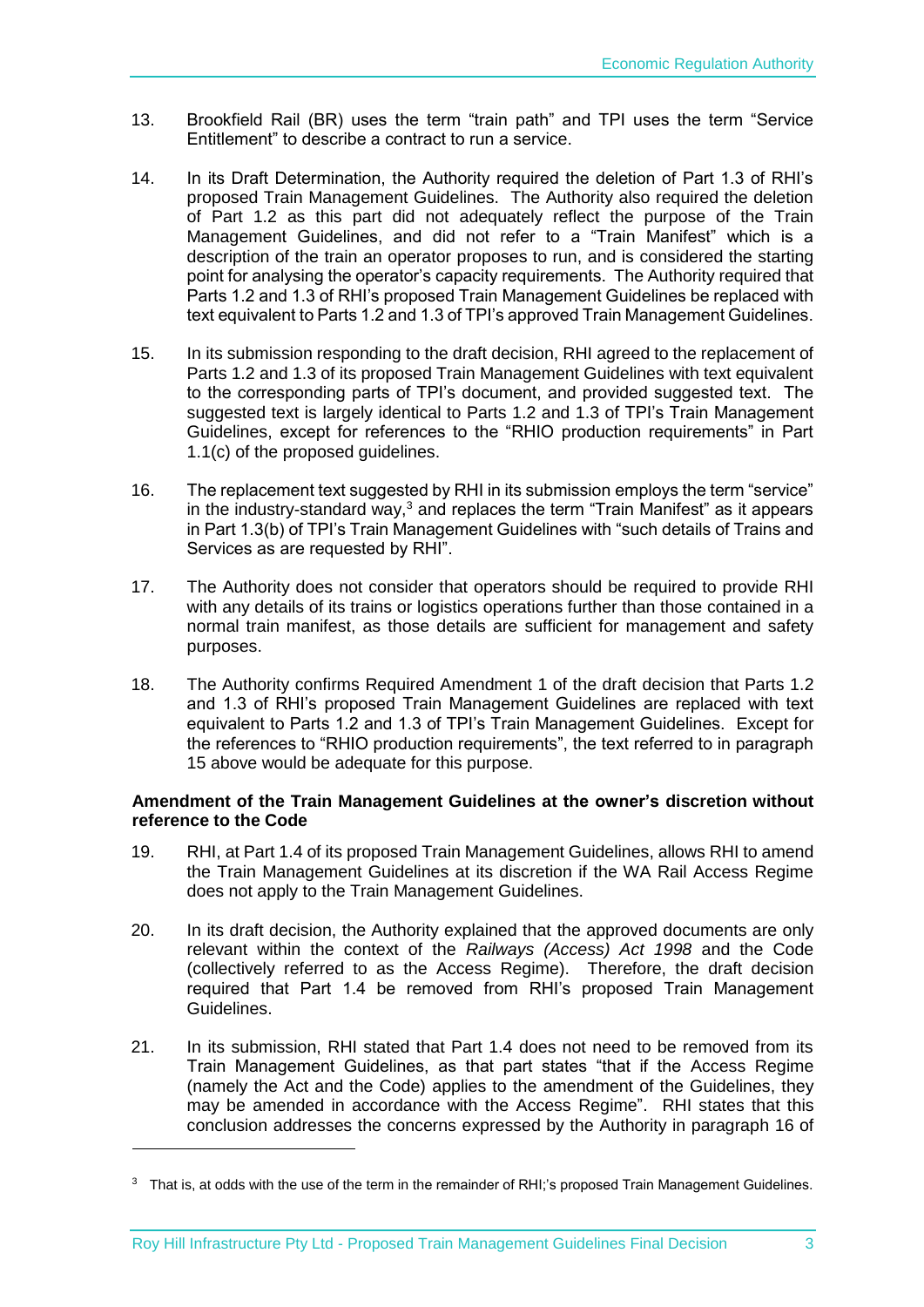13. Brookfield Rail (BR) uses the term "train path" and TPI uses the term "Service Entitlement" to describe a contract to run a service.

14. In its Draft Determination, the Authority required the deletion of Part 1.3 of RHI's proposed Train Management Guidelines. The Authority also required the deletion of Part 1.2 as this part did not adequately reflect the purpose of the Train Management Guidelines, and did not refer to a "Train Manifest" which is a description of the train an operator proposes to run, and is considered the starting point for analysing the operator's capacity requirements. The Authority required that Parts 1.2 and 1.3 of RHI's proposed Train Management Guidelines be replaced with text equivalent to Parts 1.2 and 1.3 of TPI's approved Train Management Guidelines.

15. In its submission responding to the draft decision, RHI agreed to the replacement of Parts 1.2 and 1.3 of its proposed Train Management Guidelines with text equivalent to the corresponding parts of TPI's document, and provided suggested text. The suggested text is largely identical to Parts 1.2 and 1.3 of TPI's Train Management Guidelines, except for references to the "RHIO production requirements" in Part 1.1(c) of the proposed guidelines.

16. The replacement text suggested by RHI in its submission employs the term "service" in the industry-standard way,[3] and replaces the term "Train Manifest" as it appears in Part 1.3(b) of TPI's Train Management Guidelines with "such details of Trains and Services as are requested by RHI".

17. The Authority does not consider that operators should be required to provide RHI with any details of its trains or logistics operations further than those contained in a normal train manifest, as those details are sufficient for management and safety purposes.

18. The Authority confirms Required Amendment 1 of the draft decision that Parts 1.2 and 1.3 of RHI's proposed Train Management Guidelines are replaced with text equivalent to Parts 1.2 and 1.3 of TPI's Train Management Guidelines. Except for the references to "RHIO production requirements", the text referred to in paragraph 15 above would be adequate for this purpose.

**Amendment of the Train Management Guidelines at the owner's discretion without reference to the Code**

19. RHI, at Part 1.4 of its proposed Train Management Guidelines, allows RHI to amend the Train Management Guidelines at its discretion if the WA Rail Access Regime does not apply to the Train Management Guidelines.

20. In its draft decision, the Authority explained that the approved documents are only relevant within the context of the *Railways (Access) Act 1998* and the Code (collectively referred to as the Access Regime). Therefore, the draft decision required that Part 1.4 be removed from RHI's proposed Train Management Guidelines.

21. In its submission, RHI stated that Part 1.4 does not need to be removed from its Train Management Guidelines, as that part states "that if the Access Regime (namely the Act and the Code) applies to the amendment of the Guidelines, they may be amended in accordance with the Access Regime". RHI states that this conclusion addresses the concerns expressed by the Authority in paragraph 16 of

[3] That is, at odds with the use of the term in the remainder of RHI;'s proposed Train Management Guidelines.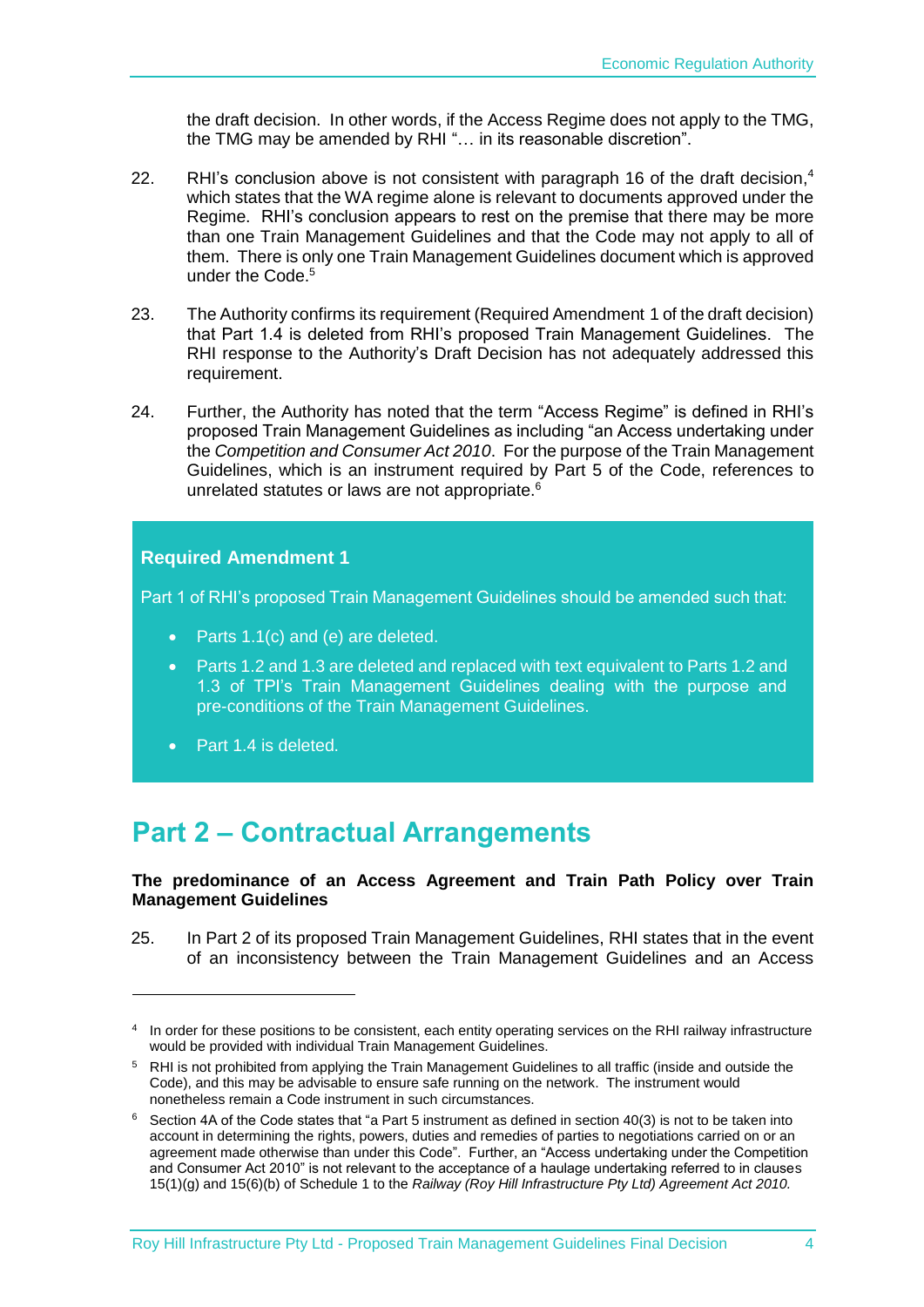the draft decision. In other words, if the Access Regime does not apply to the TMG, the TMG may be amended by RHI "… in its reasonable discretion".

22. RHI's conclusion above is not consistent with paragraph 16 of the draft decision,[4] which states that the WA regime alone is relevant to documents approved under the Regime. RHI's conclusion appears to rest on the premise that there may be more than one Train Management Guidelines and that the Code may not apply to all of them. There is only one Train Management Guidelines document which is approved under the Code.[5]

23. The Authority confirms its requirement (Required Amendment 1 of the draft decision) that Part 1.4 is deleted from RHI's proposed Train Management Guidelines. The RHI response to the Authority's Draft Decision has not adequately addressed this requirement.

24. Further, the Authority has noted that the term "Access Regime" is defined in RHI's proposed Train Management Guidelines as including "an Access undertaking under the *Competition and Consumer Act 2010*. For the purpose of the Train Management Guidelines, which is an instrument required by Part 5 of the Code, references to unrelated statutes or laws are not appropriate.[6]

**Required Amendment 1**

Part 1 of RHI's proposed Train Management Guidelines should be amended such that:

- Parts 1.1(c) and (e) are deleted.
- Parts 1.2 and 1.3 are deleted and replaced with text equivalent to Parts 1.2 and 1.3 of TPI's Train Management Guidelines dealing with the purpose and pre-conditions of the Train Management Guidelines.
- Part 1.4 is deleted.

# Part 2 – Contractual Arrangements

**The predominance of an Access Agreement and Train Path Policy over Train Management Guidelines**

25. In Part 2 of its proposed Train Management Guidelines, RHI states that in the event of an inconsistency between the Train Management Guidelines and an Access

---

[4] In order for these positions to be consistent, each entity operating services on the RHI railway infrastructure would be provided with individual Train Management Guidelines.

[5] RHI is not prohibited from applying the Train Management Guidelines to all traffic (inside and outside the Code), and this may be advisable to ensure safe running on the network. The instrument would nonetheless remain a Code instrument in such circumstances.

[6] Section 4A of the Code states that "a Part 5 instrument as defined in section 40(3) is not to be taken into account in determining the rights, powers, duties and remedies of parties to negotiations carried on or an agreement made otherwise than under this Code". Further, an "Access undertaking under the Competition and Consumer Act 2010" is not relevant to the acceptance of a haulage undertaking referred to in clauses 15(1)(g) and 15(6)(b) of Schedule 1 to the *Railway (Roy Hill Infrastructure Pty Ltd) Agreement Act 2010.*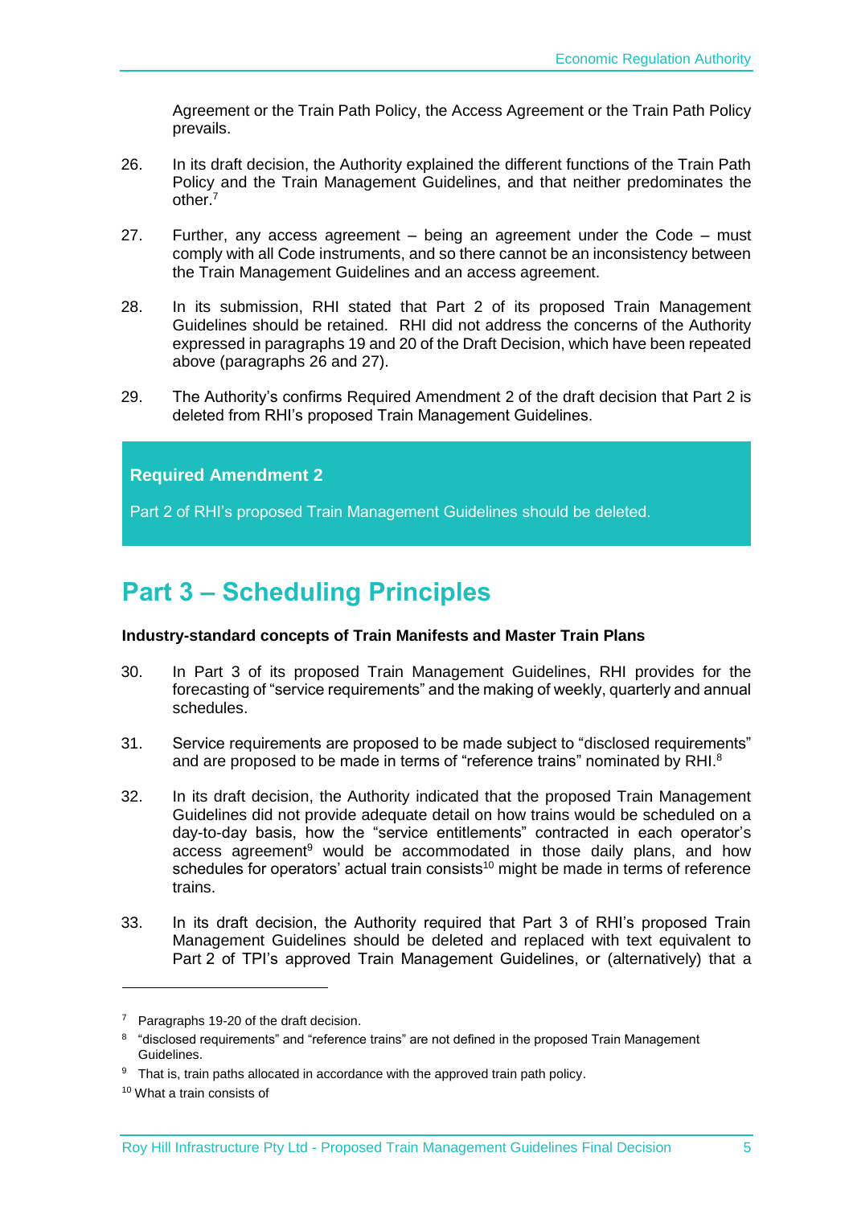Agreement or the Train Path Policy, the Access Agreement or the Train Path Policy prevails.

26. In its draft decision, the Authority explained the different functions of the Train Path Policy and the Train Management Guidelines, and that neither predominates the other.[7]

27. Further, any access agreement – being an agreement under the Code – must comply with all Code instruments, and so there cannot be an inconsistency between the Train Management Guidelines and an access agreement.

28. In its submission, RHI stated that Part 2 of its proposed Train Management Guidelines should be retained. RHI did not address the concerns of the Authority expressed in paragraphs 19 and 20 of the Draft Decision, which have been repeated above (paragraphs 26 and 27).

29. The Authority's confirms Required Amendment 2 of the draft decision that Part 2 is deleted from RHI's proposed Train Management Guidelines.

**Required Amendment 2**

Part 2 of RHI's proposed Train Management Guidelines should be deleted.

# Part 3 – Scheduling Principles

**Industry-standard concepts of Train Manifests and Master Train Plans**

30. In Part 3 of its proposed Train Management Guidelines, RHI provides for the forecasting of "service requirements" and the making of weekly, quarterly and annual schedules.

31. Service requirements are proposed to be made subject to "disclosed requirements" and are proposed to be made in terms of "reference trains" nominated by RHI.[8]

32. In its draft decision, the Authority indicated that the proposed Train Management Guidelines did not provide adequate detail on how trains would be scheduled on a day-to-day basis, how the "service entitlements" contracted in each operator's access agreement[9] would be accommodated in those daily plans, and how schedules for operators' actual train consists[10] might be made in terms of reference trains.

33. In its draft decision, the Authority required that Part 3 of RHI's proposed Train Management Guidelines should be deleted and replaced with text equivalent to Part 2 of TPI's approved Train Management Guidelines, or (alternatively) that a

---

[7] Paragraphs 19-20 of the draft decision.

[8] "disclosed requirements" and "reference trains" are not defined in the proposed Train Management Guidelines.

[9] That is, train paths allocated in accordance with the approved train path policy.

[10] What a train consists of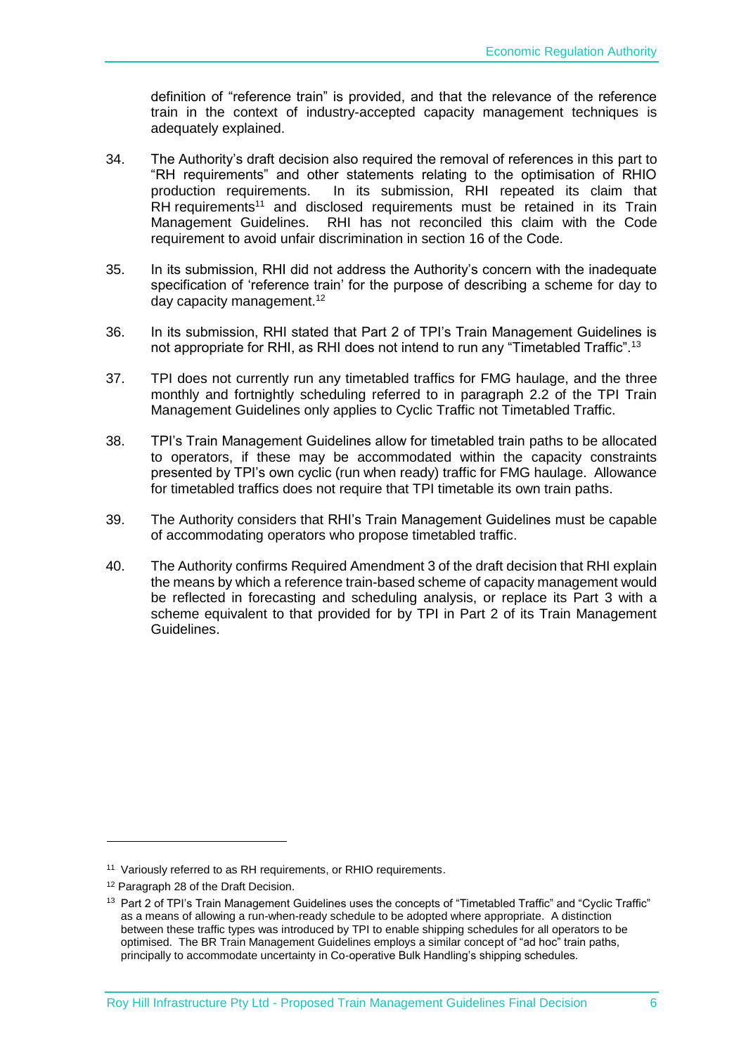definition of "reference train" is provided, and that the relevance of the reference train in the context of industry-accepted capacity management techniques is adequately explained.

34. The Authority's draft decision also required the removal of references in this part to "RH requirements" and other statements relating to the optimisation of RHIO production requirements. In its submission, RHI repeated its claim that RH requirements[11] and disclosed requirements must be retained in its Train Management Guidelines. RHI has not reconciled this claim with the Code requirement to avoid unfair discrimination in section 16 of the Code.

35. In its submission, RHI did not address the Authority's concern with the inadequate specification of 'reference train' for the purpose of describing a scheme for day to day capacity management.[12]

36. In its submission, RHI stated that Part 2 of TPI's Train Management Guidelines is not appropriate for RHI, as RHI does not intend to run any "Timetabled Traffic".[13]

37. TPI does not currently run any timetabled traffics for FMG haulage, and the three monthly and fortnightly scheduling referred to in paragraph 2.2 of the TPI Train Management Guidelines only applies to Cyclic Traffic not Timetabled Traffic.

38. TPI's Train Management Guidelines allow for timetabled train paths to be allocated to operators, if these may be accommodated within the capacity constraints presented by TPI's own cyclic (run when ready) traffic for FMG haulage. Allowance for timetabled traffics does not require that TPI timetable its own train paths.

39. The Authority considers that RHI's Train Management Guidelines must be capable of accommodating operators who propose timetabled traffic.

40. The Authority confirms Required Amendment 3 of the draft decision that RHI explain the means by which a reference train-based scheme of capacity management would be reflected in forecasting and scheduling analysis, or replace its Part 3 with a scheme equivalent to that provided for by TPI in Part 2 of its Train Management Guidelines.

---

[11] Variously referred to as RH requirements, or RHIO requirements.

[12] Paragraph 28 of the Draft Decision.

[13] Part 2 of TPI's Train Management Guidelines uses the concepts of "Timetabled Traffic" and "Cyclic Traffic" as a means of allowing a run-when-ready schedule to be adopted where appropriate. A distinction between these traffic types was introduced by TPI to enable shipping schedules for all operators to be optimised. The BR Train Management Guidelines employs a similar concept of "ad hoc" train paths, principally to accommodate uncertainty in Co-operative Bulk Handling's shipping schedules.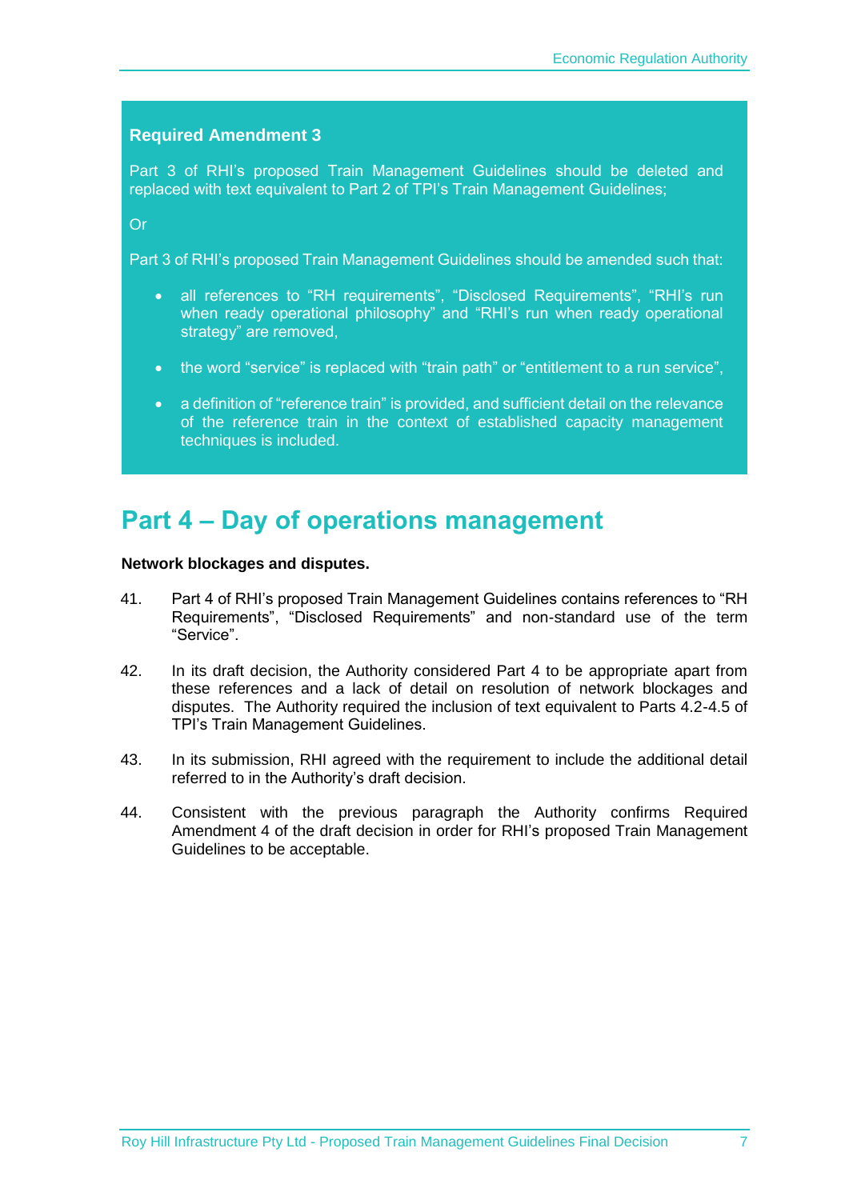**Required Amendment 3**

Part 3 of RHI's proposed Train Management Guidelines should be deleted and replaced with text equivalent to Part 2 of TPI's Train Management Guidelines;

Or

Part 3 of RHI's proposed Train Management Guidelines should be amended such that:

- all references to "RH requirements", "Disclosed Requirements", "RHI's run when ready operational philosophy" and "RHI's run when ready operational strategy" are removed,
- the word "service" is replaced with "train path" or "entitlement to a run service",
- a definition of "reference train" is provided, and sufficient detail on the relevance of the reference train in the context of established capacity management techniques is included.

# Part 4 – Day of operations management

**Network blockages and disputes.**

41. Part 4 of RHI's proposed Train Management Guidelines contains references to "RH Requirements", "Disclosed Requirements" and non-standard use of the term "Service".

42. In its draft decision, the Authority considered Part 4 to be appropriate apart from these references and a lack of detail on resolution of network blockages and disputes. The Authority required the inclusion of text equivalent to Parts 4.2-4.5 of TPI's Train Management Guidelines.

43. In its submission, RHI agreed with the requirement to include the additional detail referred to in the Authority's draft decision.

44. Consistent with the previous paragraph the Authority confirms Required Amendment 4 of the draft decision in order for RHI's proposed Train Management Guidelines to be acceptable.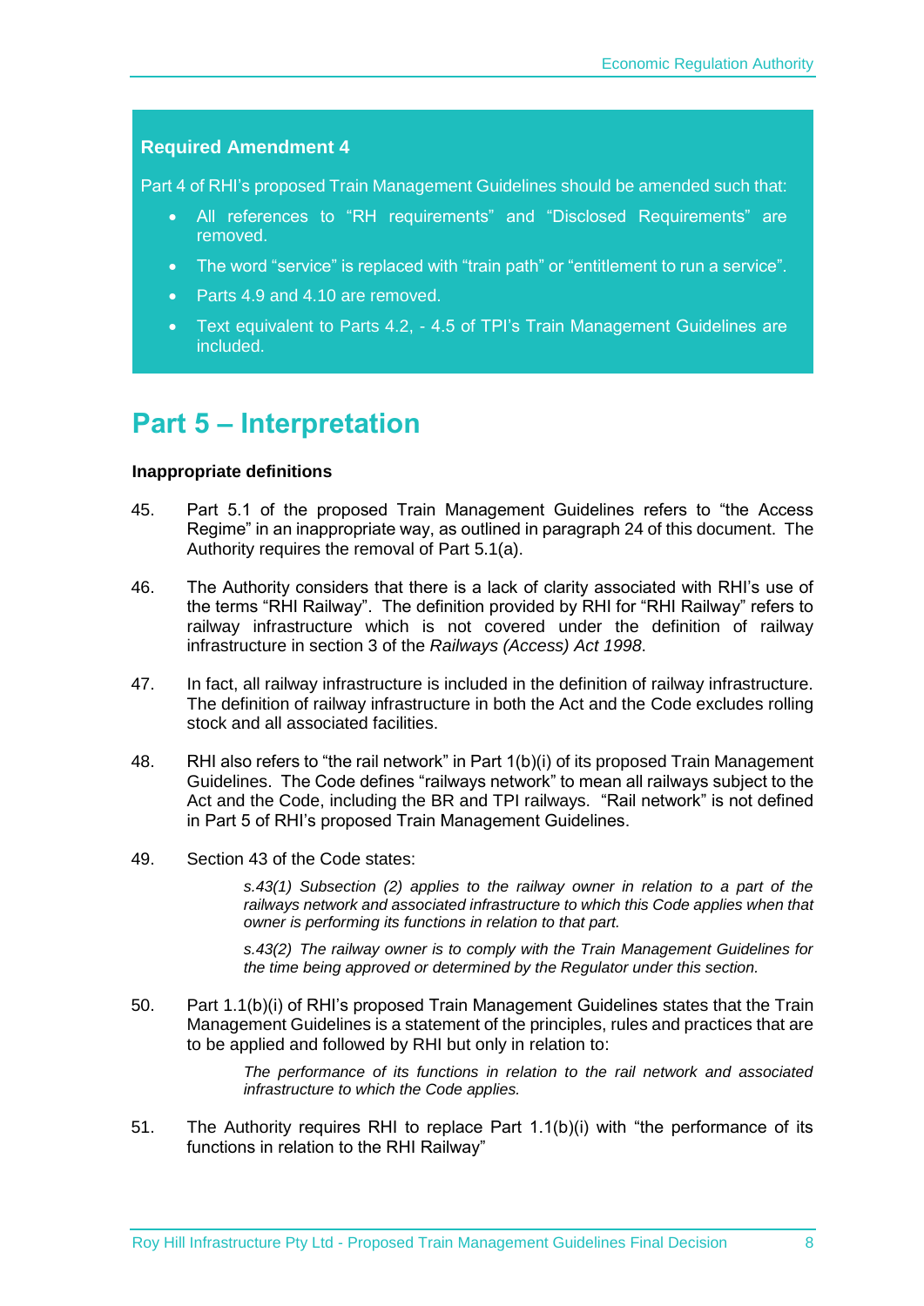**Required Amendment 4**

Part 4 of RHI's proposed Train Management Guidelines should be amended such that:

- All references to "RH requirements" and "Disclosed Requirements" are removed.
- The word "service" is replaced with "train path" or "entitlement to run a service".
- Parts 4.9 and 4.10 are removed.
- Text equivalent to Parts 4.2, - 4.5 of TPI's Train Management Guidelines are included.

# Part 5 – Interpretation

**Inappropriate definitions**

45. Part 5.1 of the proposed Train Management Guidelines refers to "the Access Regime" in an inappropriate way, as outlined in paragraph 24 of this document. The Authority requires the removal of Part 5.1(a).

46. The Authority considers that there is a lack of clarity associated with RHI's use of the terms "RHI Railway". The definition provided by RHI for "RHI Railway" refers to railway infrastructure which is not covered under the definition of railway infrastructure in section 3 of the *Railways (Access) Act 1998*.

47. In fact, all railway infrastructure is included in the definition of railway infrastructure. The definition of railway infrastructure in both the Act and the Code excludes rolling stock and all associated facilities.

48. RHI also refers to "the rail network" in Part 1(b)(i) of its proposed Train Management Guidelines. The Code defines "railways network" to mean all railways subject to the Act and the Code, including the BR and TPI railways. "Rail network" is not defined in Part 5 of RHI's proposed Train Management Guidelines.

49. Section 43 of the Code states:

> *s.43(1) Subsection (2) applies to the railway owner in relation to a part of the railways network and associated infrastructure to which this Code applies when that owner is performing its functions in relation to that part.*
>
> *s.43(2) The railway owner is to comply with the Train Management Guidelines for the time being approved or determined by the Regulator under this section.*

50. Part 1.1(b)(i) of RHI's proposed Train Management Guidelines states that the Train Management Guidelines is a statement of the principles, rules and practices that are to be applied and followed by RHI but only in relation to:

> *The performance of its functions in relation to the rail network and associated infrastructure to which the Code applies.*

51. The Authority requires RHI to replace Part 1.1(b)(i) with "the performance of its functions in relation to the RHI Railway"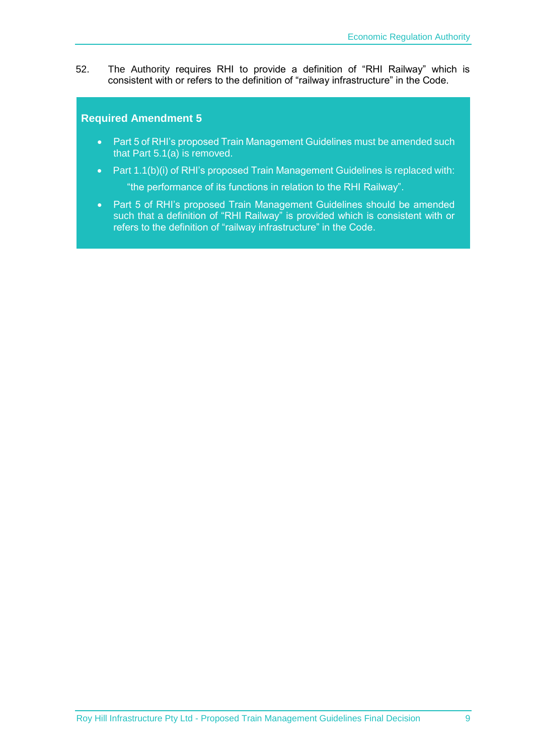52. The Authority requires RHI to provide a definition of "RHI Railway" which is consistent with or refers to the definition of "railway infrastructure" in the Code.

**Required Amendment 5**

- Part 5 of RHI's proposed Train Management Guidelines must be amended such that Part 5.1(a) is removed.
- Part 1.1(b)(i) of RHI's proposed Train Management Guidelines is replaced with:

  "the performance of its functions in relation to the RHI Railway".
- Part 5 of RHI's proposed Train Management Guidelines should be amended such that a definition of "RHI Railway" is provided which is consistent with or refers to the definition of "railway infrastructure" in the Code.